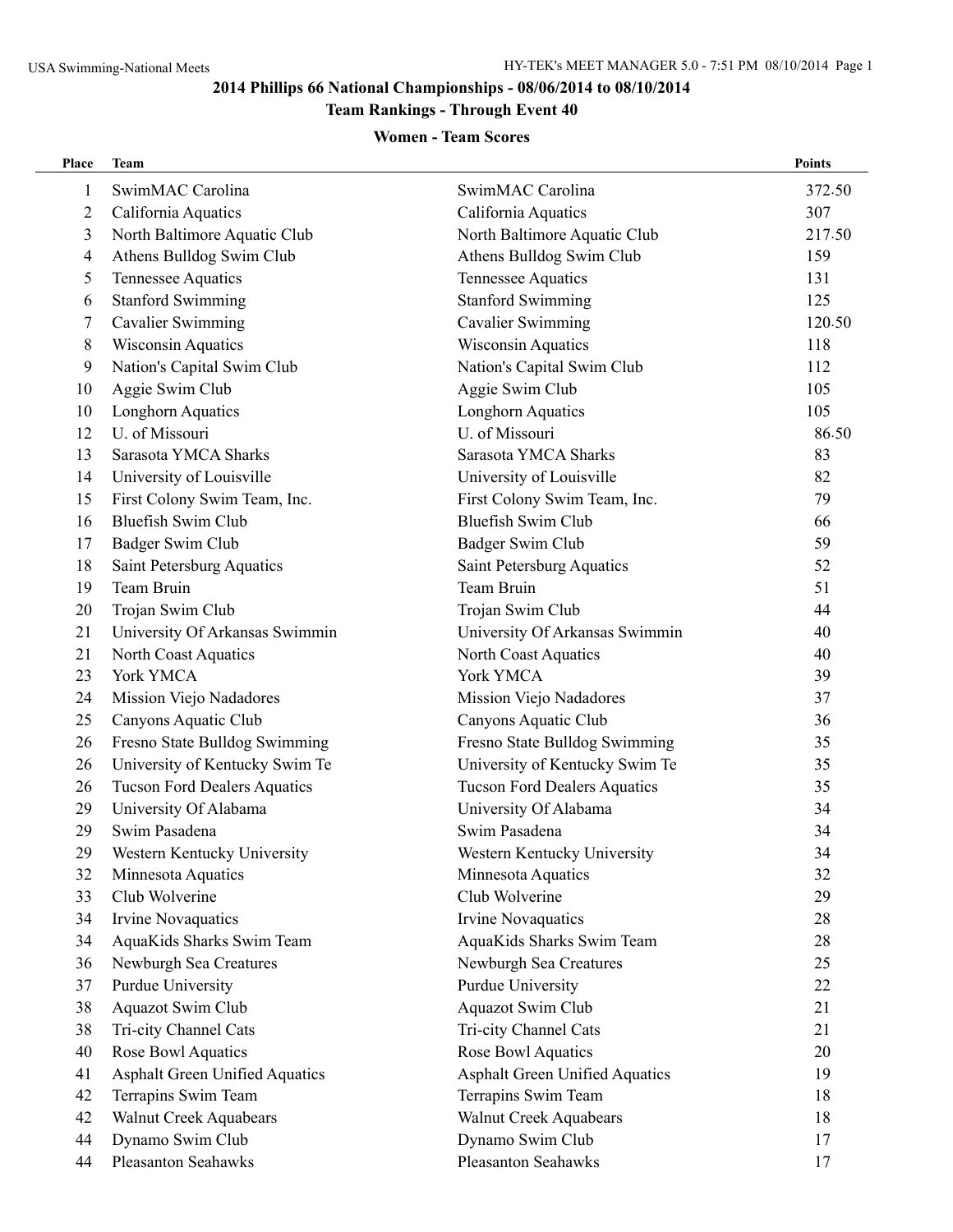# 2014 Phillips 66 National Championships - 08/06/2014 to 08/10/2014

## Team Rankings - Through Event 40

### Women - Team Scores

| Place | Team | | Points |
|---|---|---|---|
| 1 | SwimMAC Carolina | SwimMAC Carolina | 372.50 |
| 2 | California Aquatics | California Aquatics | 307 |
| 3 | North Baltimore Aquatic Club | North Baltimore Aquatic Club | 217.50 |
| 4 | Athens Bulldog Swim Club | Athens Bulldog Swim Club | 159 |
| 5 | Tennessee Aquatics | Tennessee Aquatics | 131 |
| 6 | Stanford Swimming | Stanford Swimming | 125 |
| 7 | Cavalier Swimming | Cavalier Swimming | 120.50 |
| 8 | Wisconsin Aquatics | Wisconsin Aquatics | 118 |
| 9 | Nation's Capital Swim Club | Nation's Capital Swim Club | 112 |
| 10 | Aggie Swim Club | Aggie Swim Club | 105 |
| 10 | Longhorn Aquatics | Longhorn Aquatics | 105 |
| 12 | U. of Missouri | U. of Missouri | 86.50 |
| 13 | Sarasota YMCA Sharks | Sarasota YMCA Sharks | 83 |
| 14 | University of Louisville | University of Louisville | 82 |
| 15 | First Colony Swim Team, Inc. | First Colony Swim Team, Inc. | 79 |
| 16 | Bluefish Swim Club | Bluefish Swim Club | 66 |
| 17 | Badger Swim Club | Badger Swim Club | 59 |
| 18 | Saint Petersburg Aquatics | Saint Petersburg Aquatics | 52 |
| 19 | Team Bruin | Team Bruin | 51 |
| 20 | Trojan Swim Club | Trojan Swim Club | 44 |
| 21 | University Of Arkansas Swimmin | University Of Arkansas Swimmin | 40 |
| 21 | North Coast Aquatics | North Coast Aquatics | 40 |
| 23 | York YMCA | York YMCA | 39 |
| 24 | Mission Viejo Nadadores | Mission Viejo Nadadores | 37 |
| 25 | Canyons Aquatic Club | Canyons Aquatic Club | 36 |
| 26 | Fresno State Bulldog Swimming | Fresno State Bulldog Swimming | 35 |
| 26 | University of Kentucky Swim Te | University of Kentucky Swim Te | 35 |
| 26 | Tucson Ford Dealers Aquatics | Tucson Ford Dealers Aquatics | 35 |
| 29 | University Of Alabama | University Of Alabama | 34 |
| 29 | Swim Pasadena | Swim Pasadena | 34 |
| 29 | Western Kentucky University | Western Kentucky University | 34 |
| 32 | Minnesota Aquatics | Minnesota Aquatics | 32 |
| 33 | Club Wolverine | Club Wolverine | 29 |
| 34 | Irvine Novaquatics | Irvine Novaquatics | 28 |
| 34 | AquaKids Sharks Swim Team | AquaKids Sharks Swim Team | 28 |
| 36 | Newburgh Sea Creatures | Newburgh Sea Creatures | 25 |
| 37 | Purdue University | Purdue University | 22 |
| 38 | Aquazot Swim Club | Aquazot Swim Club | 21 |
| 38 | Tri-city Channel Cats | Tri-city Channel Cats | 21 |
| 40 | Rose Bowl Aquatics | Rose Bowl Aquatics | 20 |
| 41 | Asphalt Green Unified Aquatics | Asphalt Green Unified Aquatics | 19 |
| 42 | Terrapins Swim Team | Terrapins Swim Team | 18 |
| 42 | Walnut Creek Aquabears | Walnut Creek Aquabears | 18 |
| 44 | Dynamo Swim Club | Dynamo Swim Club | 17 |
| 44 | Pleasanton Seahawks | Pleasanton Seahawks | 17 |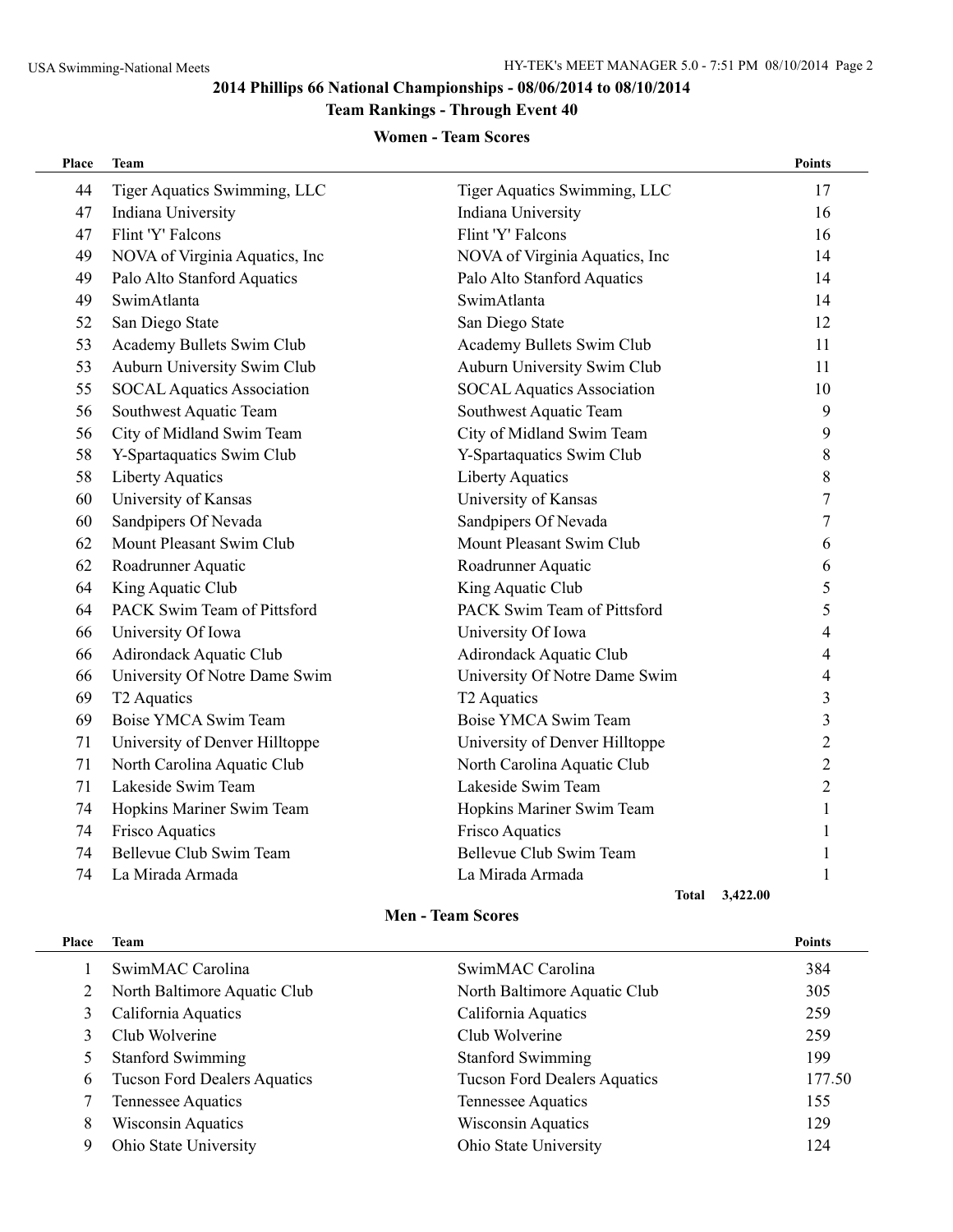## 2014 Phillips 66 National Championships - 08/06/2014 to 08/10/2014

### Team Rankings - Through Event 40

### Women - Team Scores

| Place | Team | | Points |
|---|---|---|---|
| 44 | Tiger Aquatics Swimming, LLC | Tiger Aquatics Swimming, LLC | 17 |
| 47 | Indiana University | Indiana University | 16 |
| 47 | Flint 'Y' Falcons | Flint 'Y' Falcons | 16 |
| 49 | NOVA of Virginia Aquatics, Inc | NOVA of Virginia Aquatics, Inc | 14 |
| 49 | Palo Alto Stanford Aquatics | Palo Alto Stanford Aquatics | 14 |
| 49 | SwimAtlanta | SwimAtlanta | 14 |
| 52 | San Diego State | San Diego State | 12 |
| 53 | Academy Bullets Swim Club | Academy Bullets Swim Club | 11 |
| 53 | Auburn University Swim Club | Auburn University Swim Club | 11 |
| 55 | SOCAL Aquatics Association | SOCAL Aquatics Association | 10 |
| 56 | Southwest Aquatic Team | Southwest Aquatic Team | 9 |
| 56 | City of Midland Swim Team | City of Midland Swim Team | 9 |
| 58 | Y-Spartaquatics Swim Club | Y-Spartaquatics Swim Club | 8 |
| 58 | Liberty Aquatics | Liberty Aquatics | 8 |
| 60 | University of Kansas | University of Kansas | 7 |
| 60 | Sandpipers Of Nevada | Sandpipers Of Nevada | 7 |
| 62 | Mount Pleasant Swim Club | Mount Pleasant Swim Club | 6 |
| 62 | Roadrunner Aquatic | Roadrunner Aquatic | 6 |
| 64 | King Aquatic Club | King Aquatic Club | 5 |
| 64 | PACK Swim Team of Pittsford | PACK Swim Team of Pittsford | 5 |
| 66 | University Of Iowa | University Of Iowa | 4 |
| 66 | Adirondack Aquatic Club | Adirondack Aquatic Club | 4 |
| 66 | University Of Notre Dame Swim | University Of Notre Dame Swim | 4 |
| 69 | T2 Aquatics | T2 Aquatics | 3 |
| 69 | Boise YMCA Swim Team | Boise YMCA Swim Team | 3 |
| 71 | University of Denver Hilltoppe | University of Denver Hilltoppe | 2 |
| 71 | North Carolina Aquatic Club | North Carolina Aquatic Club | 2 |
| 71 | Lakeside Swim Team | Lakeside Swim Team | 2 |
| 74 | Hopkins Mariner Swim Team | Hopkins Mariner Swim Team | 1 |
| 74 | Frisco Aquatics | Frisco Aquatics | 1 |
| 74 | Bellevue Club Swim Team | Bellevue Club Swim Team | 1 |
| 74 | La Mirada Armada | La Mirada Armada | 1 |
| | | **Total** | **3,422.00** |

### Men - Team Scores

| Place | Team | | Points |
|---|---|---|---|
| 1 | SwimMAC Carolina | SwimMAC Carolina | 384 |
| 2 | North Baltimore Aquatic Club | North Baltimore Aquatic Club | 305 |
| 3 | California Aquatics | California Aquatics | 259 |
| 3 | Club Wolverine | Club Wolverine | 259 |
| 5 | Stanford Swimming | Stanford Swimming | 199 |
| 6 | Tucson Ford Dealers Aquatics | Tucson Ford Dealers Aquatics | 177.50 |
| 7 | Tennessee Aquatics | Tennessee Aquatics | 155 |
| 8 | Wisconsin Aquatics | Wisconsin Aquatics | 129 |
| 9 | Ohio State University | Ohio State University | 124 |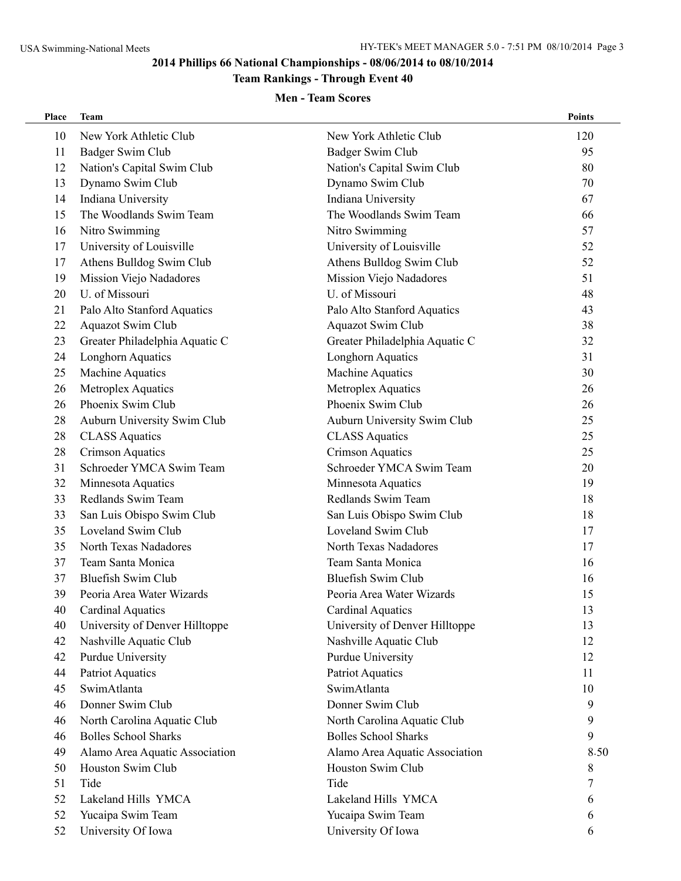## 2014 Phillips 66 National Championships - 08/06/2014 to 08/10/2014

### Team Rankings - Through Event 40

### Men - Team Scores

| Place | Team | | Points |
|---|---|---|---|
| 10 | New York Athletic Club | New York Athletic Club | 120 |
| 11 | Badger Swim Club | Badger Swim Club | 95 |
| 12 | Nation's Capital Swim Club | Nation's Capital Swim Club | 80 |
| 13 | Dynamo Swim Club | Dynamo Swim Club | 70 |
| 14 | Indiana University | Indiana University | 67 |
| 15 | The Woodlands Swim Team | The Woodlands Swim Team | 66 |
| 16 | Nitro Swimming | Nitro Swimming | 57 |
| 17 | University of Louisville | University of Louisville | 52 |
| 17 | Athens Bulldog Swim Club | Athens Bulldog Swim Club | 52 |
| 19 | Mission Viejo Nadadores | Mission Viejo Nadadores | 51 |
| 20 | U. of Missouri | U. of Missouri | 48 |
| 21 | Palo Alto Stanford Aquatics | Palo Alto Stanford Aquatics | 43 |
| 22 | Aquazot Swim Club | Aquazot Swim Club | 38 |
| 23 | Greater Philadelphia Aquatic C | Greater Philadelphia Aquatic C | 32 |
| 24 | Longhorn Aquatics | Longhorn Aquatics | 31 |
| 25 | Machine Aquatics | Machine Aquatics | 30 |
| 26 | Metroplex Aquatics | Metroplex Aquatics | 26 |
| 26 | Phoenix Swim Club | Phoenix Swim Club | 26 |
| 28 | Auburn University Swim Club | Auburn University Swim Club | 25 |
| 28 | CLASS Aquatics | CLASS Aquatics | 25 |
| 28 | Crimson Aquatics | Crimson Aquatics | 25 |
| 31 | Schroeder YMCA Swim Team | Schroeder YMCA Swim Team | 20 |
| 32 | Minnesota Aquatics | Minnesota Aquatics | 19 |
| 33 | Redlands Swim Team | Redlands Swim Team | 18 |
| 33 | San Luis Obispo Swim Club | San Luis Obispo Swim Club | 18 |
| 35 | Loveland Swim Club | Loveland Swim Club | 17 |
| 35 | North Texas Nadadores | North Texas Nadadores | 17 |
| 37 | Team Santa Monica | Team Santa Monica | 16 |
| 37 | Bluefish Swim Club | Bluefish Swim Club | 16 |
| 39 | Peoria Area Water Wizards | Peoria Area Water Wizards | 15 |
| 40 | Cardinal Aquatics | Cardinal Aquatics | 13 |
| 40 | University of Denver Hilltoppe | University of Denver Hilltoppe | 13 |
| 42 | Nashville Aquatic Club | Nashville Aquatic Club | 12 |
| 42 | Purdue University | Purdue University | 12 |
| 44 | Patriot Aquatics | Patriot Aquatics | 11 |
| 45 | SwimAtlanta | SwimAtlanta | 10 |
| 46 | Donner Swim Club | Donner Swim Club | 9 |
| 46 | North Carolina Aquatic Club | North Carolina Aquatic Club | 9 |
| 46 | Bolles School Sharks | Bolles School Sharks | 9 |
| 49 | Alamo Area Aquatic Association | Alamo Area Aquatic Association | 8.50 |
| 50 | Houston Swim Club | Houston Swim Club | 8 |
| 51 | Tide | Tide | 7 |
| 52 | Lakeland Hills YMCA | Lakeland Hills YMCA | 6 |
| 52 | Yucaipa Swim Team | Yucaipa Swim Team | 6 |
| 52 | University Of Iowa | University Of Iowa | 6 |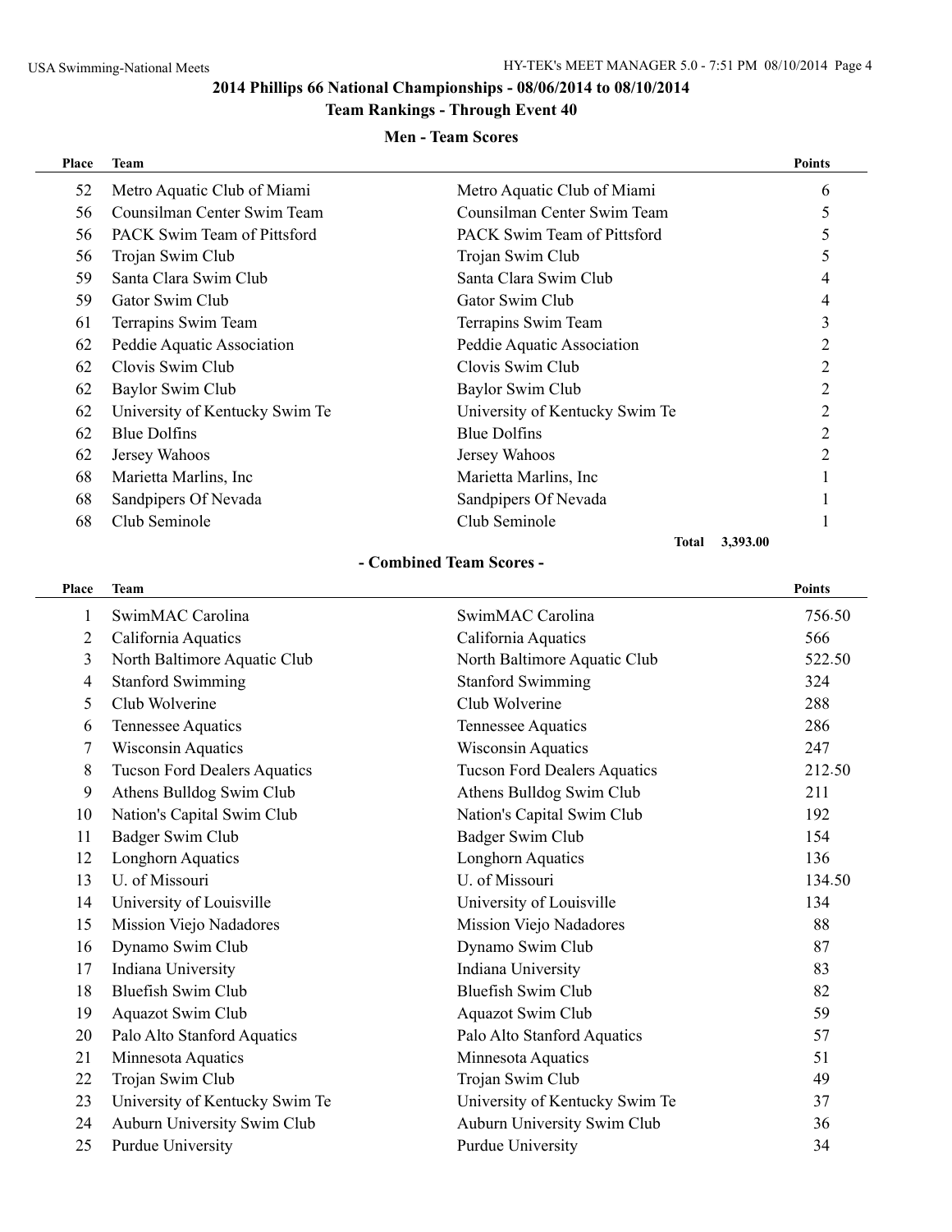## 2014 Phillips 66 National Championships - 08/06/2014 to 08/10/2014

### Team Rankings - Through Event 40

#### Men - Team Scores

| Place | Team | | Points |
|---|---|---|---|
| 52 | Metro Aquatic Club of Miami | Metro Aquatic Club of Miami | 6 |
| 56 | Counsilman Center Swim Team | Counsilman Center Swim Team | 5 |
| 56 | PACK Swim Team of Pittsford | PACK Swim Team of Pittsford | 5 |
| 56 | Trojan Swim Club | Trojan Swim Club | 5 |
| 59 | Santa Clara Swim Club | Santa Clara Swim Club | 4 |
| 59 | Gator Swim Club | Gator Swim Club | 4 |
| 61 | Terrapins Swim Team | Terrapins Swim Team | 3 |
| 62 | Peddie Aquatic Association | Peddie Aquatic Association | 2 |
| 62 | Clovis Swim Club | Clovis Swim Club | 2 |
| 62 | Baylor Swim Club | Baylor Swim Club | 2 |
| 62 | University of Kentucky Swim Te | University of Kentucky Swim Te | 2 |
| 62 | Blue Dolfins | Blue Dolfins | 2 |
| 62 | Jersey Wahoos | Jersey Wahoos | 2 |
| 68 | Marietta Marlins, Inc | Marietta Marlins, Inc | 1 |
| 68 | Sandpipers Of Nevada | Sandpipers Of Nevada | 1 |
| 68 | Club Seminole | Club Seminole | 1 |
| | | **Total** | **3,393.00** |

#### - Combined Team Scores -

| Place | Team | | Points |
|---|---|---|---|
| 1 | SwimMAC Carolina | SwimMAC Carolina | 756.50 |
| 2 | California Aquatics | California Aquatics | 566 |
| 3 | North Baltimore Aquatic Club | North Baltimore Aquatic Club | 522.50 |
| 4 | Stanford Swimming | Stanford Swimming | 324 |
| 5 | Club Wolverine | Club Wolverine | 288 |
| 6 | Tennessee Aquatics | Tennessee Aquatics | 286 |
| 7 | Wisconsin Aquatics | Wisconsin Aquatics | 247 |
| 8 | Tucson Ford Dealers Aquatics | Tucson Ford Dealers Aquatics | 212.50 |
| 9 | Athens Bulldog Swim Club | Athens Bulldog Swim Club | 211 |
| 10 | Nation's Capital Swim Club | Nation's Capital Swim Club | 192 |
| 11 | Badger Swim Club | Badger Swim Club | 154 |
| 12 | Longhorn Aquatics | Longhorn Aquatics | 136 |
| 13 | U. of Missouri | U. of Missouri | 134.50 |
| 14 | University of Louisville | University of Louisville | 134 |
| 15 | Mission Viejo Nadadores | Mission Viejo Nadadores | 88 |
| 16 | Dynamo Swim Club | Dynamo Swim Club | 87 |
| 17 | Indiana University | Indiana University | 83 |
| 18 | Bluefish Swim Club | Bluefish Swim Club | 82 |
| 19 | Aquazot Swim Club | Aquazot Swim Club | 59 |
| 20 | Palo Alto Stanford Aquatics | Palo Alto Stanford Aquatics | 57 |
| 21 | Minnesota Aquatics | Minnesota Aquatics | 51 |
| 22 | Trojan Swim Club | Trojan Swim Club | 49 |
| 23 | University of Kentucky Swim Te | University of Kentucky Swim Te | 37 |
| 24 | Auburn University Swim Club | Auburn University Swim Club | 36 |
| 25 | Purdue University | Purdue University | 34 |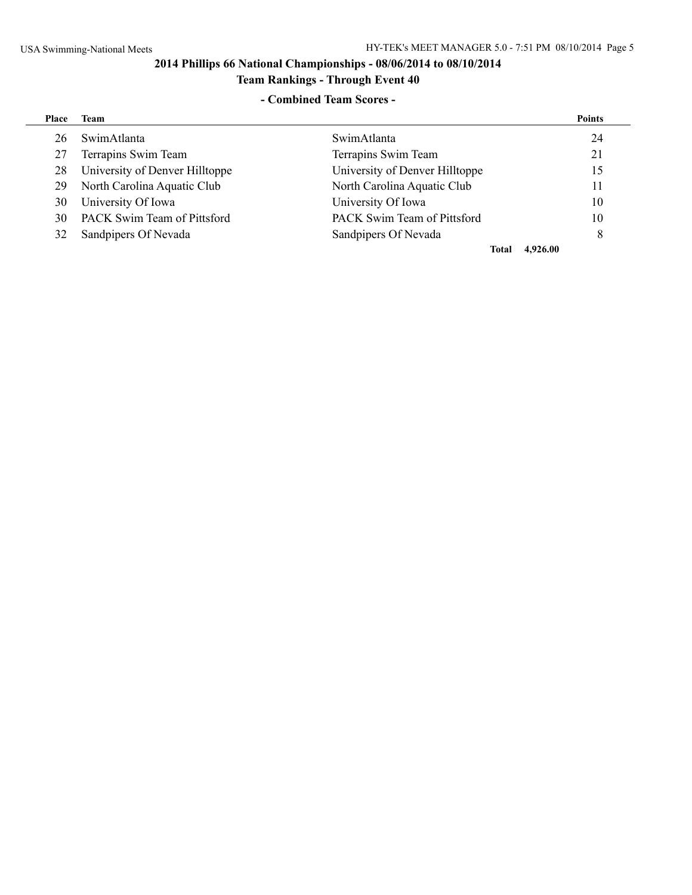## 2014 Phillips 66 National Championships - 08/06/2014 to 08/10/2014

### Team Rankings - Through Event 40

#### - Combined Team Scores -

| Place | Team | | Points |
|---|---|---|---|
| 26 | SwimAtlanta | SwimAtlanta | 24 |
| 27 | Terrapins Swim Team | Terrapins Swim Team | 21 |
| 28 | University of Denver Hilltoppe | University of Denver Hilltoppe | 15 |
| 29 | North Carolina Aquatic Club | North Carolina Aquatic Club | 11 |
| 30 | University Of Iowa | University Of Iowa | 10 |
| 30 | PACK Swim Team of Pittsford | PACK Swim Team of Pittsford | 10 |
| 32 | Sandpipers Of Nevada | Sandpipers Of Nevada | 8 |
| | | **Total** | **4,926.00** |